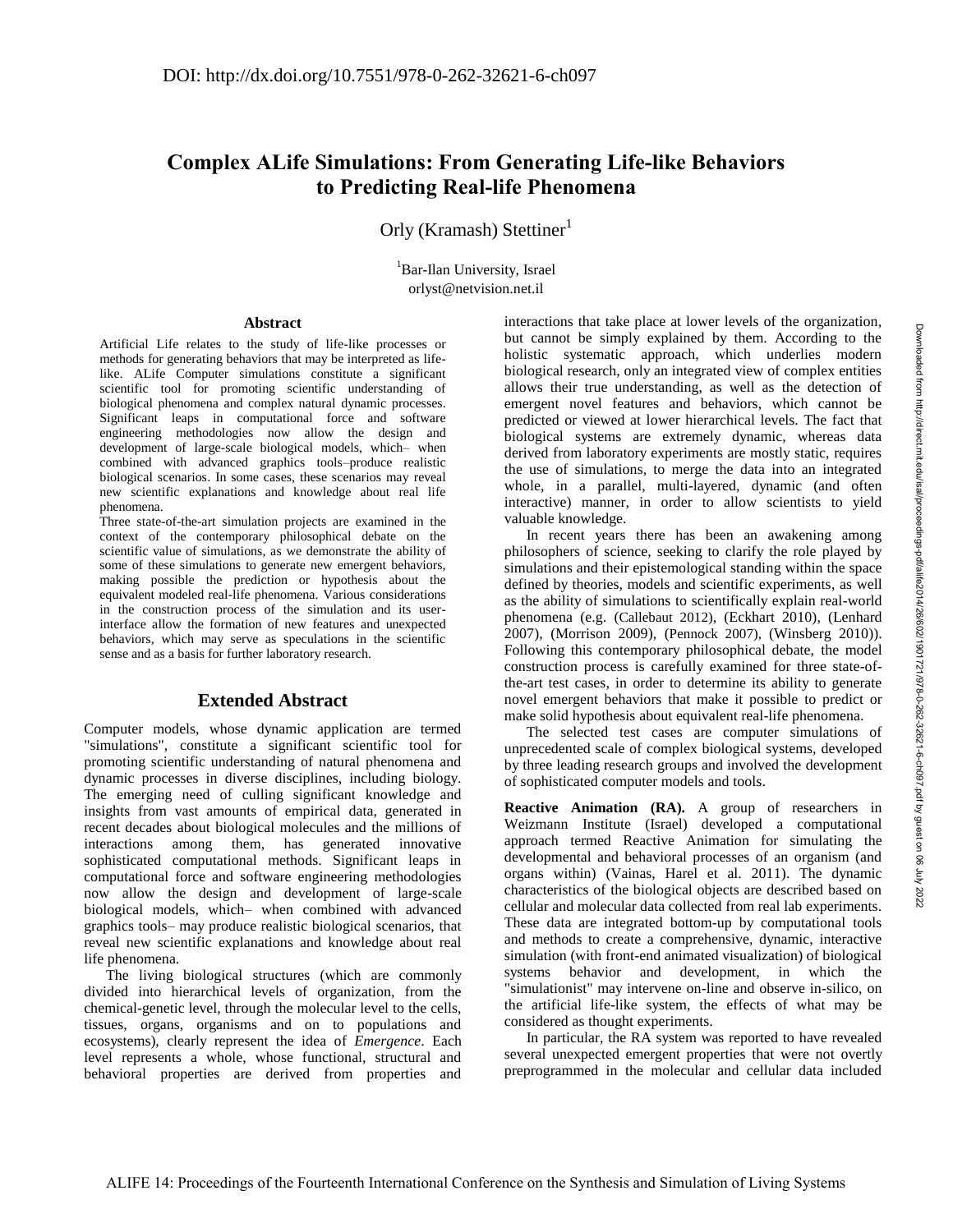DOI: http://dx.doi.org/10.7551/978-0-262-32621-6-ch097

# Complex ALife Simulations: From Generating Life-like Behaviors to Predicting Real-life Phenomena

Orly (Kramash) Stettiner[1]

[1]Bar-Ilan University, Israel
orlyst@netvision.net.il

### Abstract

Artificial Life relates to the study of life-like processes or methods for generating behaviors that may be interpreted as life-like. ALife Computer simulations constitute a significant scientific tool for promoting scientific understanding of biological phenomena and complex natural dynamic processes. Significant leaps in computational force and software engineering methodologies now allow the design and development of large-scale biological models, which– when combined with advanced graphics tools–produce realistic biological scenarios. In some cases, these scenarios may reveal new scientific explanations and knowledge about real life phenomena.

Three state-of-the-art simulation projects are examined in the context of the contemporary philosophical debate on the scientific value of simulations, as we demonstrate the ability of some of these simulations to generate new emergent behaviors, making possible the prediction or hypothesis about the equivalent modeled real-life phenomena. Various considerations in the construction process of the simulation and its user-interface allow the formation of new features and unexpected behaviors, which may serve as speculations in the scientific sense and as a basis for further laboratory research.

## Extended Abstract

Computer models, whose dynamic application are termed "simulations", constitute a significant scientific tool for promoting scientific understanding of natural phenomena and dynamic processes in diverse disciplines, including biology. The emerging need of culling significant knowledge and insights from vast amounts of empirical data, generated in recent decades about biological molecules and the millions of interactions among them, has generated innovative sophisticated computational methods. Significant leaps in computational force and software engineering methodologies now allow the design and development of large-scale biological models, which– when combined with advanced graphics tools– may produce realistic biological scenarios, that reveal new scientific explanations and knowledge about real life phenomena.

The living biological structures (which are commonly divided into hierarchical levels of organization, from the chemical-genetic level, through the molecular level to the cells, tissues, organs, organisms and on to populations and ecosystems), clearly represent the idea of *Emergence*. Each level represents a whole, whose functional, structural and behavioral properties are derived from properties and interactions that take place at lower levels of the organization, but cannot be simply explained by them. According to the holistic systematic approach, which underlies modern biological research, only an integrated view of complex entities allows their true understanding, as well as the detection of emergent novel features and behaviors, which cannot be predicted or viewed at lower hierarchical levels. The fact that biological systems are extremely dynamic, whereas data derived from laboratory experiments are mostly static, requires the use of simulations, to merge the data into an integrated whole, in a parallel, multi-layered, dynamic (and often interactive) manner, in order to allow scientists to yield valuable knowledge.

In recent years there has been an awakening among philosophers of science, seeking to clarify the role played by simulations and their epistemological standing within the space defined by theories, models and scientific experiments, as well as the ability of simulations to scientifically explain real-world phenomena (e.g. (Callebaut 2012), (Eckhart 2010), (Lenhard 2007), (Morrison 2009), (Pennock 2007), (Winsberg 2010)). Following this contemporary philosophical debate, the model construction process is carefully examined for three state-of-the-art test cases, in order to determine its ability to generate novel emergent behaviors that make it possible to predict or make solid hypothesis about equivalent real-life phenomena.

The selected test cases are computer simulations of unprecedented scale of complex biological systems, developed by three leading research groups and involved the development of sophisticated computer models and tools.

**Reactive Animation (RA).** A group of researchers in Weizmann Institute (Israel) developed a computational approach termed Reactive Animation for simulating the developmental and behavioral processes of an organism (and organs within) (Vainas, Harel et al. 2011). The dynamic characteristics of the biological objects are described based on cellular and molecular data collected from real lab experiments. These data are integrated bottom-up by computational tools and methods to create a comprehensive, dynamic, interactive simulation (with front-end animated visualization) of biological systems behavior and development, in which the "simulationist" may intervene on-line and observe in-silico, on the artificial life-like system, the effects of what may be considered as thought experiments.

In particular, the RA system was reported to have revealed several unexpected emergent properties that were not overtly preprogrammed in the molecular and cellular data included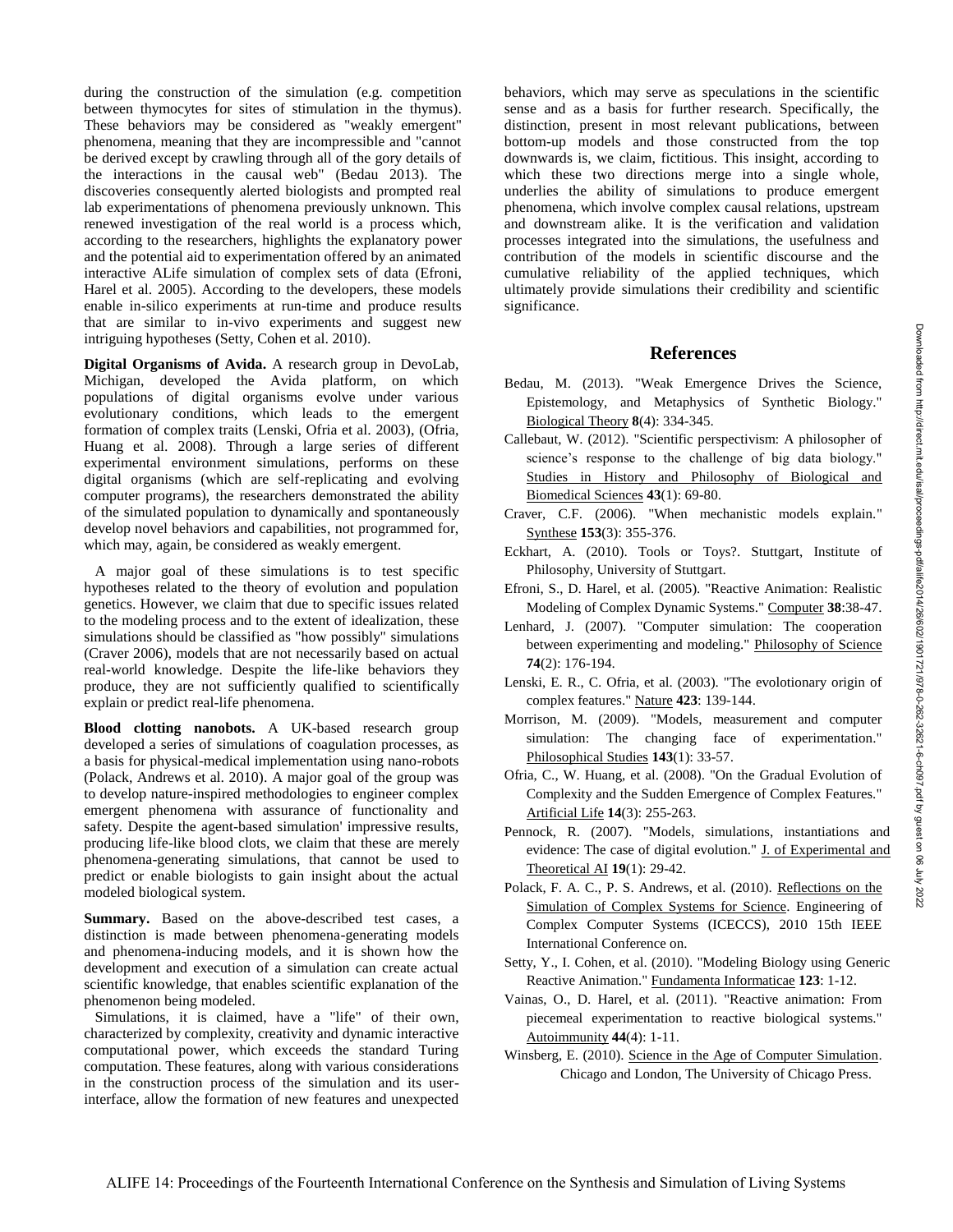during the construction of the simulation (e.g. competition between thymocytes for sites of stimulation in the thymus). These behaviors may be considered as "weakly emergent" phenomena, meaning that they are incompressible and "cannot be derived except by crawling through all of the gory details of the interactions in the causal web" (Bedau 2013). The discoveries consequently alerted biologists and prompted real lab experimentations of phenomena previously unknown. This renewed investigation of the real world is a process which, according to the researchers, highlights the explanatory power and the potential aid to experimentation offered by an animated interactive ALife simulation of complex sets of data (Efroni, Harel et al. 2005). According to the developers, these models enable in-silico experiments at run-time and produce results that are similar to in-vivo experiments and suggest new intriguing hypotheses (Setty, Cohen et al. 2010).

**Digital Organisms of Avida.** A research group in DevoLab, Michigan, developed the Avida platform, on which populations of digital organisms evolve under various evolutionary conditions, which leads to the emergent formation of complex traits (Lenski, Ofria et al. 2003), (Ofria, Huang et al. 2008). Through a large series of different experimental environment simulations, performs on these digital organisms (which are self-replicating and evolving computer programs), the researchers demonstrated the ability of the simulated population to dynamically and spontaneously develop novel behaviors and capabilities, not programmed for, which may, again, be considered as weakly emergent.

A major goal of these simulations is to test specific hypotheses related to the theory of evolution and population genetics. However, we claim that due to specific issues related to the modeling process and to the extent of idealization, these simulations should be classified as "how possibly" simulations (Craver 2006), models that are not necessarily based on actual real-world knowledge. Despite the life-like behaviors they produce, they are not sufficiently qualified to scientifically explain or predict real-life phenomena.

**Blood clotting nanobots.** A UK-based research group developed a series of simulations of coagulation processes, as a basis for physical-medical implementation using nano-robots (Polack, Andrews et al. 2010). A major goal of the group was to develop nature-inspired methodologies to engineer complex emergent phenomena with assurance of functionality and safety. Despite the agent-based simulation' impressive results, producing life-like blood clots, we claim that these are merely phenomena-generating simulations, that cannot be used to predict or enable biologists to gain insight about the actual modeled biological system.

**Summary.** Based on the above-described test cases, a distinction is made between phenomena-generating models and phenomena-inducing models, and it is shown how the development and execution of a simulation can create actual scientific knowledge, that enables scientific explanation of the phenomenon being modeled.

Simulations, it is claimed, have a "life" of their own, characterized by complexity, creativity and dynamic interactive computational power, which exceeds the standard Turing computation. These features, along with various considerations in the construction process of the simulation and its user-interface, allow the formation of new features and unexpected behaviors, which may serve as speculations in the scientific sense and as a basis for further research. Specifically, the distinction, present in most relevant publications, between bottom-up models and those constructed from the top downwards is, we claim, fictitious. This insight, according to which these two directions merge into a single whole, underlies the ability of simulations to produce emergent phenomena, which involve complex causal relations, upstream and downstream alike. It is the verification and validation processes integrated into the simulations, the usefulness and contribution of the models in scientific discourse and the cumulative reliability of the applied techniques, which ultimately provide simulations their credibility and scientific significance.

## References

Bedau, M. (2013). "Weak Emergence Drives the Science, Epistemology, and Metaphysics of Synthetic Biology." Biological Theory **8**(4): 334-345.

Callebaut, W. (2012). "Scientific perspectivism: A philosopher of science's response to the challenge of big data biology." Studies in History and Philosophy of Biological and Biomedical Sciences **43**(1): 69-80.

Craver, C.F. (2006). "When mechanistic models explain." Synthese **153**(3): 355-376.

Eckhart, A. (2010). Tools or Toys?. Stuttgart, Institute of Philosophy, University of Stuttgart.

Efroni, S., D. Harel, et al. (2005). "Reactive Animation: Realistic Modeling of Complex Dynamic Systems." Computer **38**:38-47.

Lenhard, J. (2007). "Computer simulation: The cooperation between experimenting and modeling." Philosophy of Science **74**(2): 176-194.

Lenski, E. R., C. Ofria, et al. (2003). "The evolotionary origin of complex features." Nature **423**: 139-144.

Morrison, M. (2009). "Models, measurement and computer simulation: The changing face of experimentation." Philosophical Studies **143**(1): 33-57.

Ofria, C., W. Huang, et al. (2008). "On the Gradual Evolution of Complexity and the Sudden Emergence of Complex Features." Artificial Life **14**(3): 255-263.

Pennock, R. (2007). "Models, simulations, instantiations and evidence: The case of digital evolution." J. of Experimental and Theoretical AI **19**(1): 29-42.

Polack, F. A. C., P. S. Andrews, et al. (2010). Reflections on the Simulation of Complex Systems for Science. Engineering of Complex Computer Systems (ICECCS), 2010 15th IEEE International Conference on.

Setty, Y., I. Cohen, et al. (2010). "Modeling Biology using Generic Reactive Animation." Fundamenta Informaticae **123**: 1-12.

Vainas, O., D. Harel, et al. (2011). "Reactive animation: From piecemeal experimentation to reactive biological systems." Autoimmunity **44**(4): 1-11.

Winsberg, E. (2010). Science in the Age of Computer Simulation. Chicago and London, The University of Chicago Press.